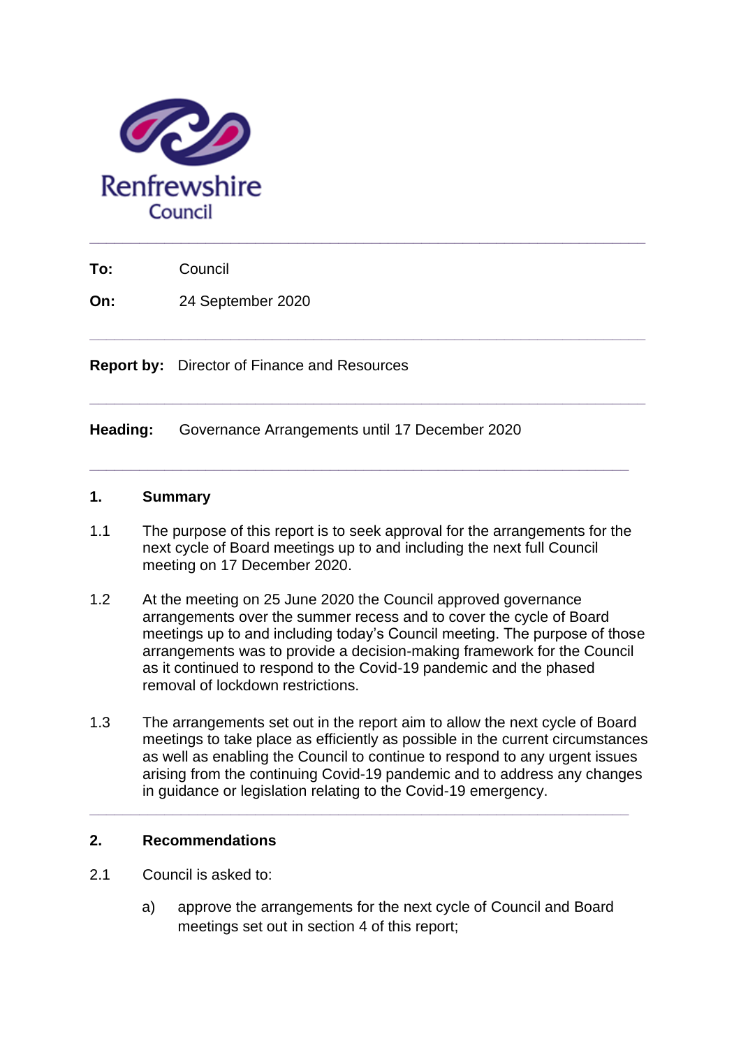Renfrewshire Council

**To:** Council

**On:** 24 September 2020

---

**Report by:** Director of Finance and Resources

---

**Heading:** Governance Arrangements until 17 December 2020

---

## 1. Summary

1.1 The purpose of this report is to seek approval for the arrangements for the next cycle of Board meetings up to and including the next full Council meeting on 17 December 2020.

1.2 At the meeting on 25 June 2020 the Council approved governance arrangements over the summer recess and to cover the cycle of Board meetings up to and including today's Council meeting. The purpose of those arrangements was to provide a decision-making framework for the Council as it continued to respond to the Covid-19 pandemic and the phased removal of lockdown restrictions.

1.3 The arrangements set out in the report aim to allow the next cycle of Board meetings to take place as efficiently as possible in the current circumstances as well as enabling the Council to continue to respond to any urgent issues arising from the continuing Covid-19 pandemic and to address any changes in guidance or legislation relating to the Covid-19 emergency.

---

## 2. Recommendations

2.1 Council is asked to:

a) approve the arrangements for the next cycle of Council and Board meetings set out in section 4 of this report;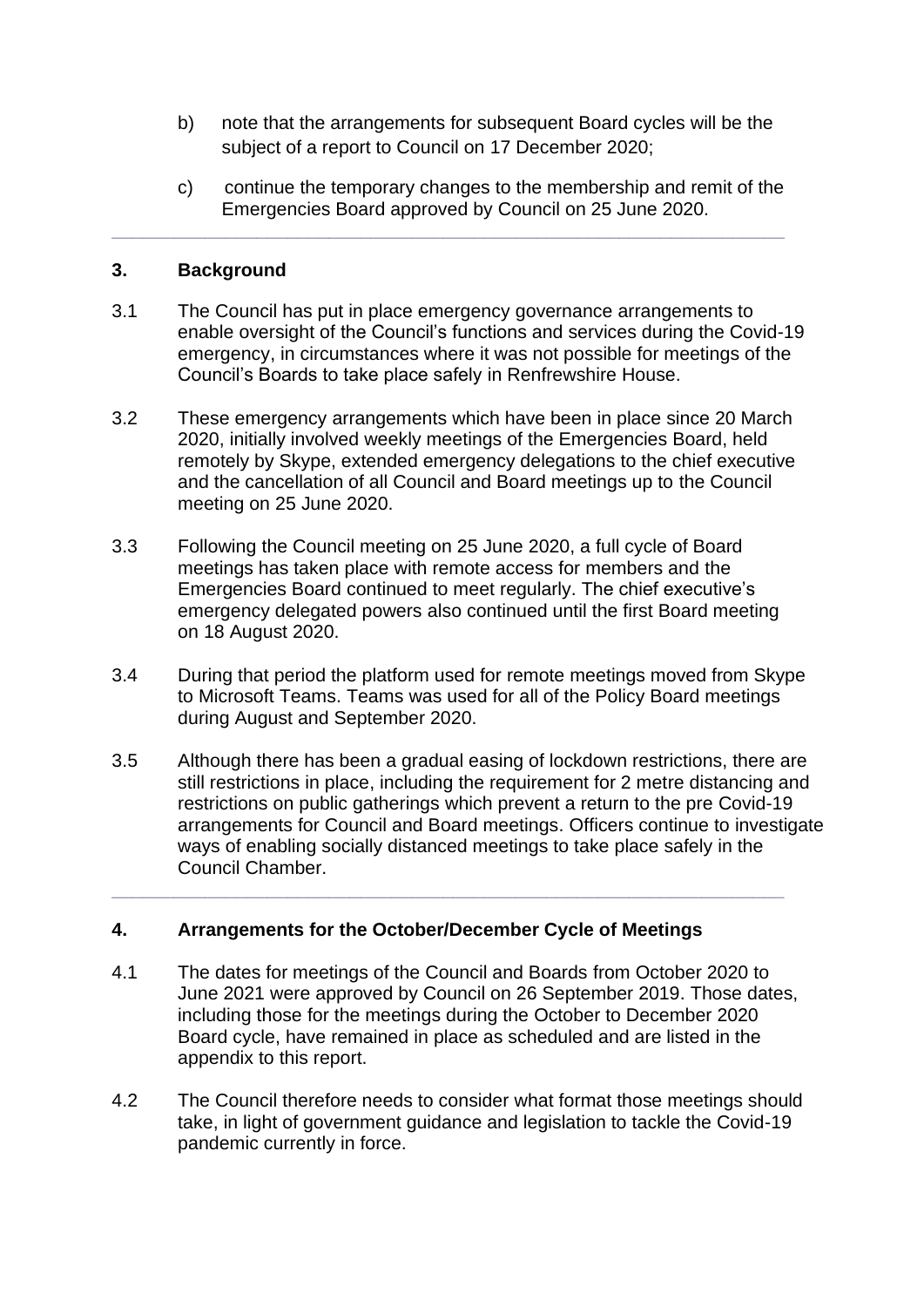b) note that the arrangements for subsequent Board cycles will be the subject of a report to Council on 17 December 2020;

c) continue the temporary changes to the membership and remit of the Emergencies Board approved by Council on 25 June 2020.

---

## 3. Background

3.1 The Council has put in place emergency governance arrangements to enable oversight of the Council's functions and services during the Covid-19 emergency, in circumstances where it was not possible for meetings of the Council's Boards to take place safely in Renfrewshire House.

3.2 These emergency arrangements which have been in place since 20 March 2020, initially involved weekly meetings of the Emergencies Board, held remotely by Skype, extended emergency delegations to the chief executive and the cancellation of all Council and Board meetings up to the Council meeting on 25 June 2020.

3.3 Following the Council meeting on 25 June 2020, a full cycle of Board meetings has taken place with remote access for members and the Emergencies Board continued to meet regularly. The chief executive's emergency delegated powers also continued until the first Board meeting on 18 August 2020.

3.4 During that period the platform used for remote meetings moved from Skype to Microsoft Teams. Teams was used for all of the Policy Board meetings during August and September 2020.

3.5 Although there has been a gradual easing of lockdown restrictions, there are still restrictions in place, including the requirement for 2 metre distancing and restrictions on public gatherings which prevent a return to the pre Covid-19 arrangements for Council and Board meetings. Officers continue to investigate ways of enabling socially distanced meetings to take place safely in the Council Chamber.

---

## 4. Arrangements for the October/December Cycle of Meetings

4.1 The dates for meetings of the Council and Boards from October 2020 to June 2021 were approved by Council on 26 September 2019. Those dates, including those for the meetings during the October to December 2020 Board cycle, have remained in place as scheduled and are listed in the appendix to this report.

4.2 The Council therefore needs to consider what format those meetings should take, in light of government guidance and legislation to tackle the Covid-19 pandemic currently in force.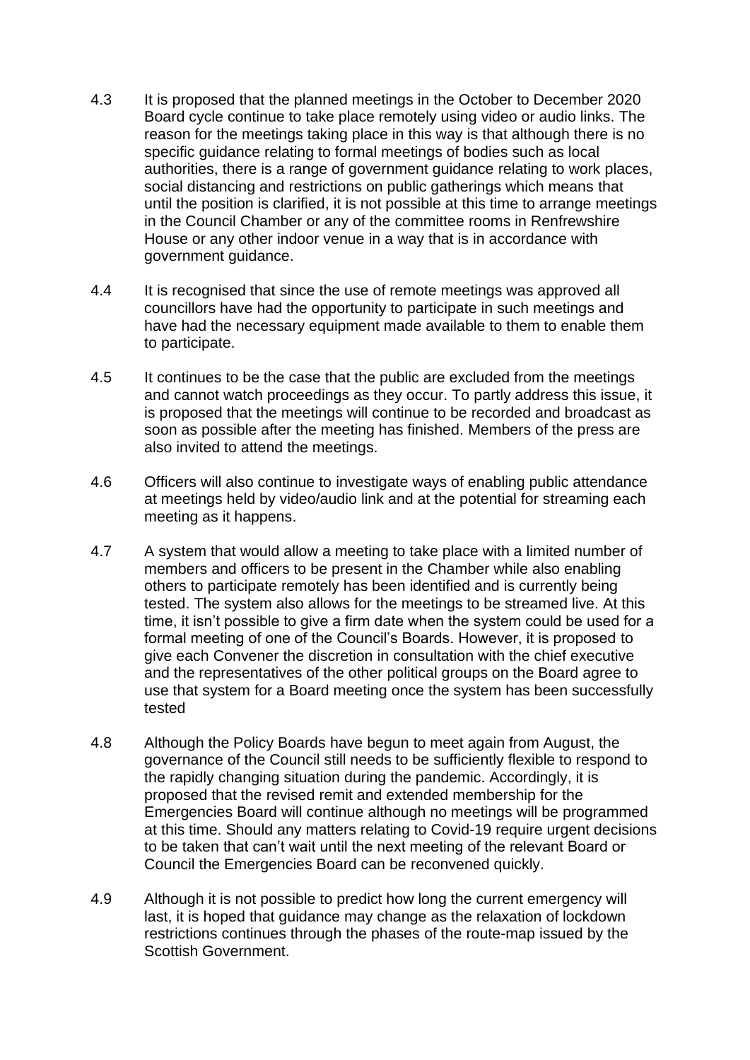4.3 It is proposed that the planned meetings in the October to December 2020 Board cycle continue to take place remotely using video or audio links. The reason for the meetings taking place in this way is that although there is no specific guidance relating to formal meetings of bodies such as local authorities, there is a range of government guidance relating to work places, social distancing and restrictions on public gatherings which means that until the position is clarified, it is not possible at this time to arrange meetings in the Council Chamber or any of the committee rooms in Renfrewshire House or any other indoor venue in a way that is in accordance with government guidance.

4.4 It is recognised that since the use of remote meetings was approved all councillors have had the opportunity to participate in such meetings and have had the necessary equipment made available to them to enable them to participate.

4.5 It continues to be the case that the public are excluded from the meetings and cannot watch proceedings as they occur. To partly address this issue, it is proposed that the meetings will continue to be recorded and broadcast as soon as possible after the meeting has finished. Members of the press are also invited to attend the meetings.

4.6 Officers will also continue to investigate ways of enabling public attendance at meetings held by video/audio link and at the potential for streaming each meeting as it happens.

4.7 A system that would allow a meeting to take place with a limited number of members and officers to be present in the Chamber while also enabling others to participate remotely has been identified and is currently being tested. The system also allows for the meetings to be streamed live. At this time, it isn't possible to give a firm date when the system could be used for a formal meeting of one of the Council's Boards. However, it is proposed to give each Convener the discretion in consultation with the chief executive and the representatives of the other political groups on the Board agree to use that system for a Board meeting once the system has been successfully tested

4.8 Although the Policy Boards have begun to meet again from August, the governance of the Council still needs to be sufficiently flexible to respond to the rapidly changing situation during the pandemic. Accordingly, it is proposed that the revised remit and extended membership for the Emergencies Board will continue although no meetings will be programmed at this time. Should any matters relating to Covid-19 require urgent decisions to be taken that can't wait until the next meeting of the relevant Board or Council the Emergencies Board can be reconvened quickly.

4.9 Although it is not possible to predict how long the current emergency will last, it is hoped that guidance may change as the relaxation of lockdown restrictions continues through the phases of the route-map issued by the Scottish Government.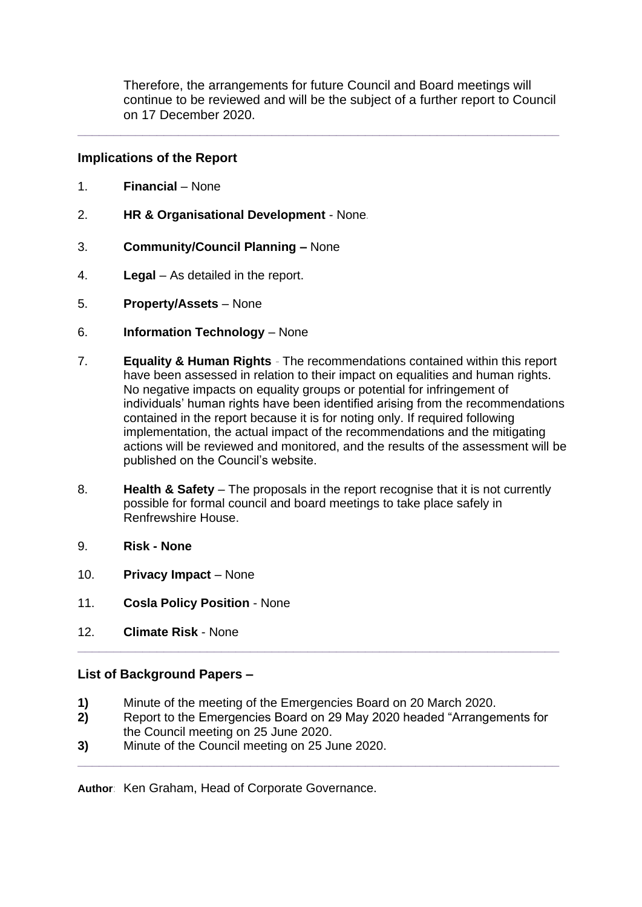Therefore, the arrangements for future Council and Board meetings will continue to be reviewed and will be the subject of a further report to Council on 17 December 2020.

---

## Implications of the Report

1. **Financial** – None

2. **HR & Organisational Development** - None.

3. **Community/Council Planning –** None

4. **Legal** – As detailed in the report.

5. **Property/Assets** – None

6. **Information Technology** – None

7. **Equality & Human Rights** - The recommendations contained within this report have been assessed in relation to their impact on equalities and human rights. No negative impacts on equality groups or potential for infringement of individuals' human rights have been identified arising from the recommendations contained in the report because it is for noting only. If required following implementation, the actual impact of the recommendations and the mitigating actions will be reviewed and monitored, and the results of the assessment will be published on the Council's website.

8. **Health & Safety** – The proposals in the report recognise that it is not currently possible for formal council and board meetings to take place safely in Renfrewshire House.

9. **Risk - None**

10. **Privacy Impact** – None

11. **Cosla Policy Position** - None

12. **Climate Risk** - None

---

## List of Background Papers –

**1)** Minute of the meeting of the Emergencies Board on 20 March 2020.
**2)** Report to the Emergencies Board on 29 May 2020 headed "Arrangements for the Council meeting on 25 June 2020.
**3)** Minute of the Council meeting on 25 June 2020.

---

**Author**: Ken Graham, Head of Corporate Governance.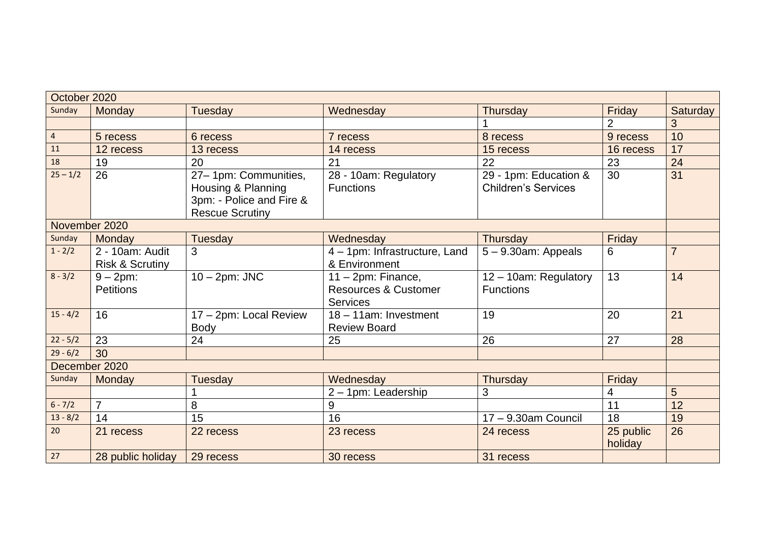| October 2020 | | | | | | |
|---|---|---|---|---|---|---|
| Sunday | Monday | Tuesday | Wednesday | Thursday | Friday | Saturday |
| | | | | 1 | 2 | 3 |
| 4 | 5 recess | 6 recess | 7 recess | 8 recess | 9 recess | 10 |
| 11 | 12 recess | 13 recess | 14 recess | 15 recess | 16 recess | 17 |
| 18 | 19 | 20 | 21 | 22 | 23 | 24 |
| 25 – 1/2 | 26 | 27– 1pm: Communities, Housing & Planning<br>3pm: - Police and Fire & Rescue Scrutiny | 28 - 10am: Regulatory Functions | 29 - 1pm: Education & Children's Services | 30 | 31 |
| November 2020 | | | | | | |
| Sunday | Monday | Tuesday | Wednesday | Thursday | Friday | |
| 1 - 2/2 | 2 - 10am: Audit Risk & Scrutiny | 3 | 4 – 1pm: Infrastructure, Land & Environment | 5 – 9.30am: Appeals | 6 | 7 |
| 8 - 3/2 | 9 – 2pm: Petitions | 10 – 2pm: JNC | 11 – 2pm: Finance, Resources & Customer Services | 12 – 10am: Regulatory Functions | 13 | 14 |
| 15 - 4/2 | 16 | 17 – 2pm: Local Review Body | 18 – 11am: Investment Review Board | 19 | 20 | 21 |
| 22 - 5/2 | 23 | 24 | 25 | 26 | 27 | 28 |
| 29 - 6/2 | 30 | | | | | |
| December 2020 | | | | | | |
| Sunday | Monday | Tuesday | Wednesday | Thursday | Friday | |
| | | 1 | 2 – 1pm: Leadership | 3 | 4 | 5 |
| 6 - 7/2 | 7 | 8 | 9 | | 11 | 12 |
| 13 - 8/2 | 14 | 15 | 16 | 17 – 9.30am Council | 18 | 19 |
| 20 | 21 recess | 22 recess | 23 recess | 24 recess | 25 public holiday | 26 |
| 27 | 28 public holiday | 29 recess | 30 recess | 31 recess | | |